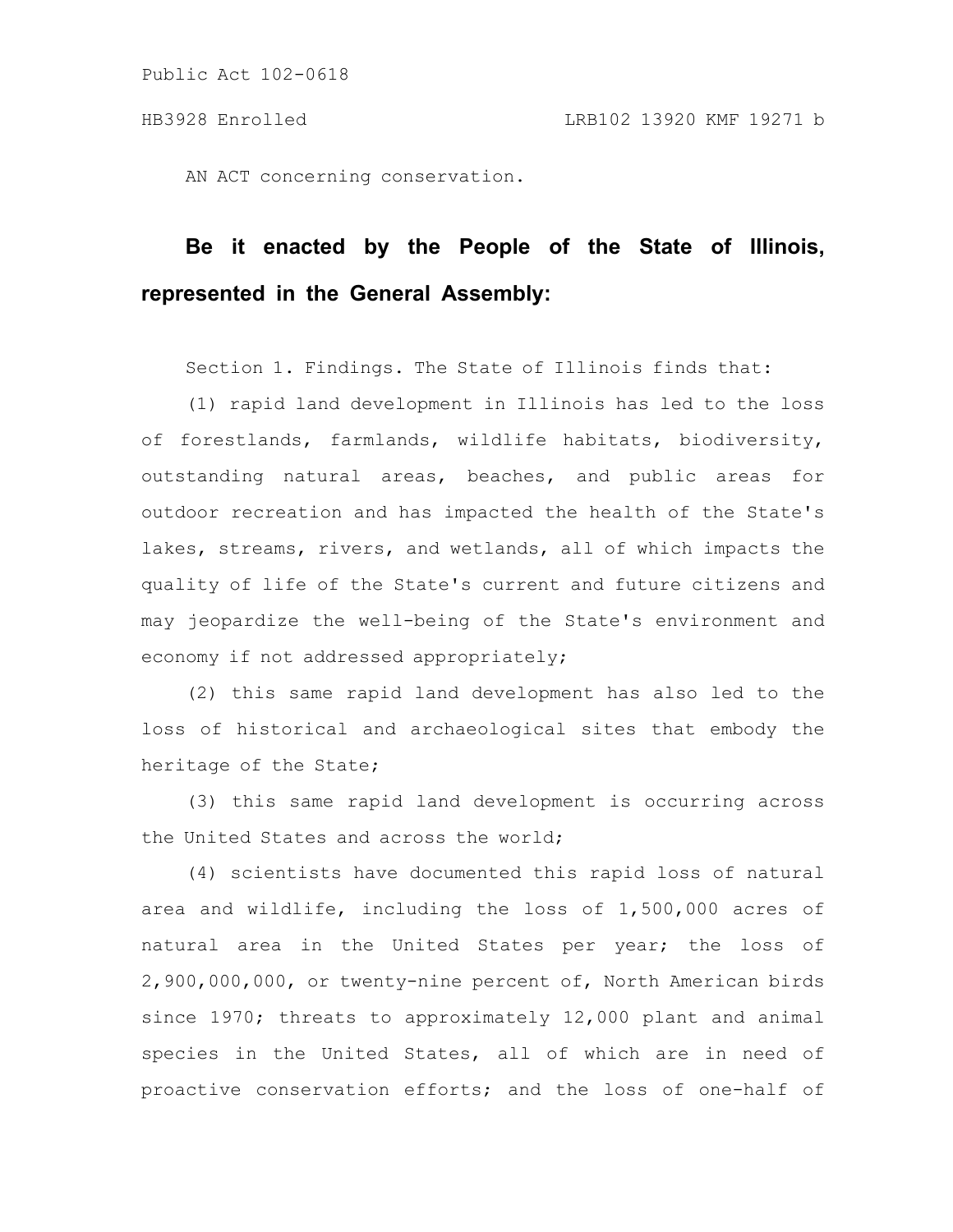Public Act 102-0618

HB3928 Enrolled LRB102 13920 KMF 19271 b

AN ACT concerning conservation.

**Be it enacted by the People of the State of Illinois, represented in the General Assembly:**

Section 1. Findings. The State of Illinois finds that:

(1) rapid land development in Illinois has led to the loss of forestlands, farmlands, wildlife habitats, biodiversity, outstanding natural areas, beaches, and public areas for outdoor recreation and has impacted the health of the State's lakes, streams, rivers, and wetlands, all of which impacts the quality of life of the State's current and future citizens and may jeopardize the well-being of the State's environment and economy if not addressed appropriately;

(2) this same rapid land development has also led to the loss of historical and archaeological sites that embody the heritage of the State;

(3) this same rapid land development is occurring across the United States and across the world;

(4) scientists have documented this rapid loss of natural area and wildlife, including the loss of 1,500,000 acres of natural area in the United States per year; the loss of 2,900,000,000, or twenty-nine percent of, North American birds since 1970; threats to approximately 12,000 plant and animal species in the United States, all of which are in need of proactive conservation efforts; and the loss of one-half of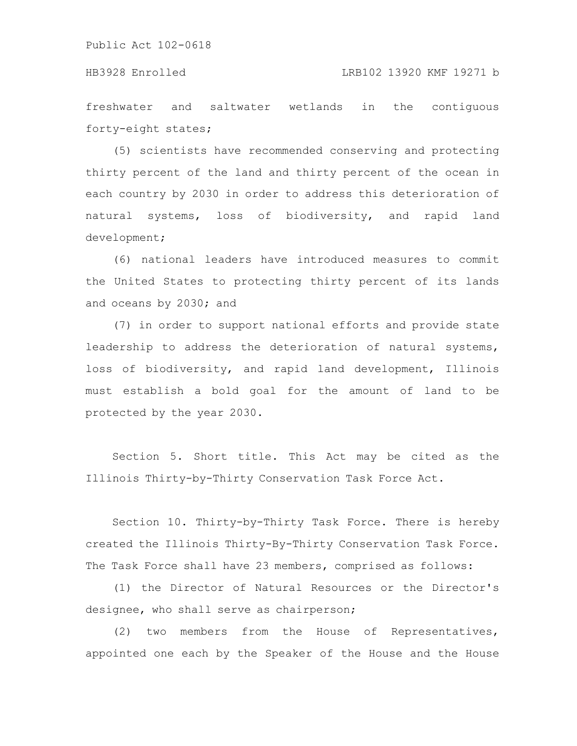freshwater and saltwater wetlands in the contiguous forty-eight states;

(5) scientists have recommended conserving and protecting thirty percent of the land and thirty percent of the ocean in each country by 2030 in order to address this deterioration of natural systems, loss of biodiversity, and rapid land development;

(6) national leaders have introduced measures to commit the United States to protecting thirty percent of its lands and oceans by 2030; and

(7) in order to support national efforts and provide state leadership to address the deterioration of natural systems, loss of biodiversity, and rapid land development, Illinois must establish a bold goal for the amount of land to be protected by the year 2030.

Section 5. Short title. This Act may be cited as the Illinois Thirty-by-Thirty Conservation Task Force Act.

Section 10. Thirty-by-Thirty Task Force. There is hereby created the Illinois Thirty-By-Thirty Conservation Task Force. The Task Force shall have 23 members, comprised as follows:

(1) the Director of Natural Resources or the Director's designee, who shall serve as chairperson;

(2) two members from the House of Representatives, appointed one each by the Speaker of the House and the House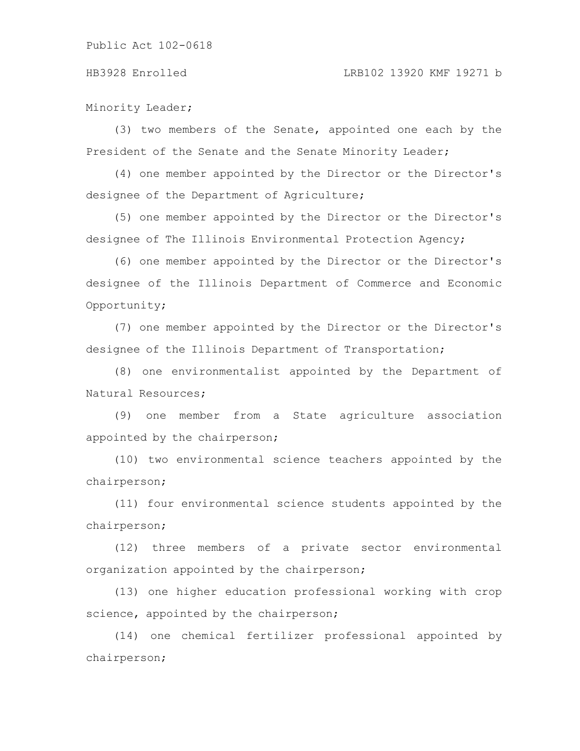Minority Leader;

(3) two members of the Senate, appointed one each by the President of the Senate and the Senate Minority Leader;

(4) one member appointed by the Director or the Director's designee of the Department of Agriculture;

(5) one member appointed by the Director or the Director's designee of The Illinois Environmental Protection Agency;

(6) one member appointed by the Director or the Director's designee of the Illinois Department of Commerce and Economic Opportunity;

(7) one member appointed by the Director or the Director's designee of the Illinois Department of Transportation;

(8) one environmentalist appointed by the Department of Natural Resources;

(9) one member from a State agriculture association appointed by the chairperson;

(10) two environmental science teachers appointed by the chairperson;

(11) four environmental science students appointed by the chairperson;

(12) three members of a private sector environmental organization appointed by the chairperson;

(13) one higher education professional working with crop science, appointed by the chairperson;

(14) one chemical fertilizer professional appointed by chairperson;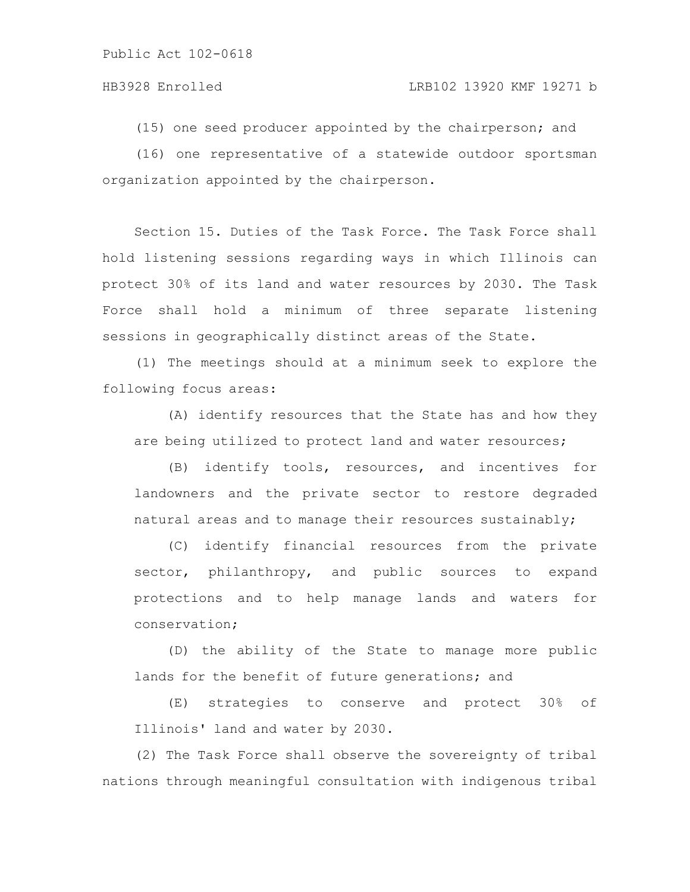(15) one seed producer appointed by the chairperson; and

(16) one representative of a statewide outdoor sportsman organization appointed by the chairperson.

Section 15. Duties of the Task Force. The Task Force shall hold listening sessions regarding ways in which Illinois can protect 30% of its land and water resources by 2030. The Task Force shall hold a minimum of three separate listening sessions in geographically distinct areas of the State.

(1) The meetings should at a minimum seek to explore the following focus areas:

(A) identify resources that the State has and how they are being utilized to protect land and water resources;

(B) identify tools, resources, and incentives for landowners and the private sector to restore degraded natural areas and to manage their resources sustainably;

(C) identify financial resources from the private sector, philanthropy, and public sources to expand protections and to help manage lands and waters for conservation;

(D) the ability of the State to manage more public lands for the benefit of future generations; and

(E) strategies to conserve and protect 30% of Illinois' land and water by 2030.

(2) The Task Force shall observe the sovereignty of tribal nations through meaningful consultation with indigenous tribal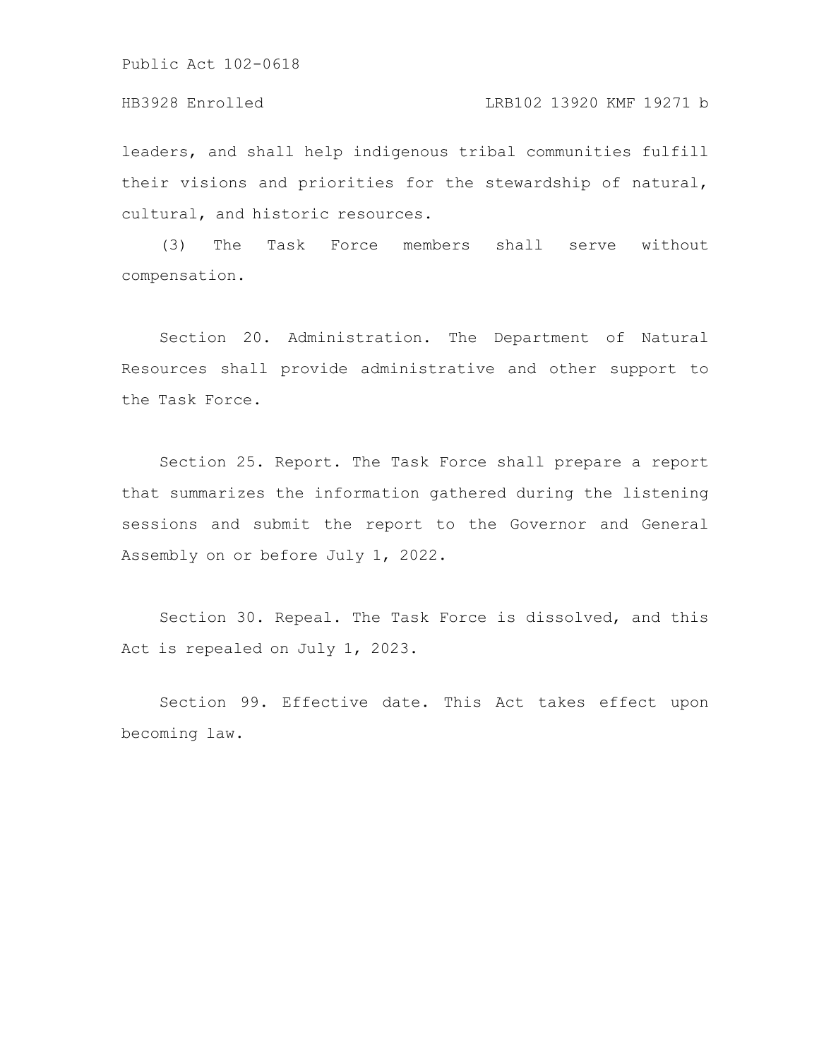leaders, and shall help indigenous tribal communities fulfill their visions and priorities for the stewardship of natural, cultural, and historic resources.

(3) The Task Force members shall serve without compensation.

Section 20. Administration. The Department of Natural Resources shall provide administrative and other support to the Task Force.

Section 25. Report. The Task Force shall prepare a report that summarizes the information gathered during the listening sessions and submit the report to the Governor and General Assembly on or before July 1, 2022.

Section 30. Repeal. The Task Force is dissolved, and this Act is repealed on July 1, 2023.

Section 99. Effective date. This Act takes effect upon becoming law.